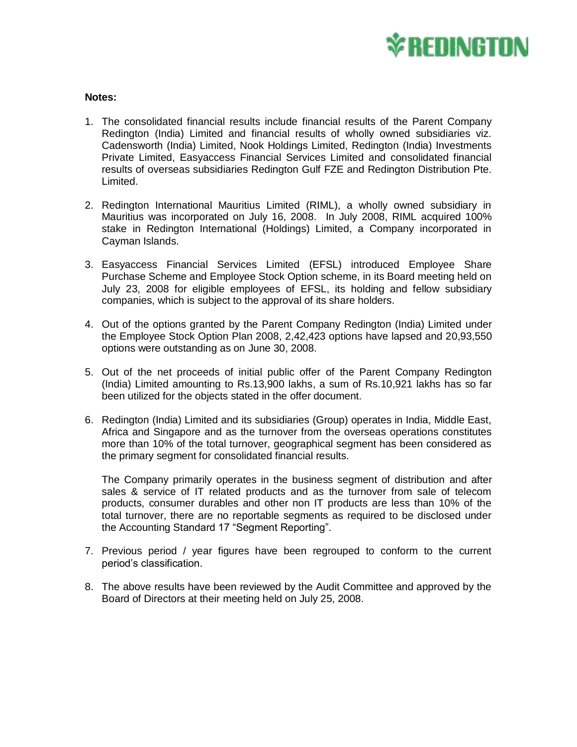**Notes:**

1. The consolidated financial results include financial results of the Parent Company Redington (India) Limited and financial results of wholly owned subsidiaries viz. Cadensworth (India) Limited, Nook Holdings Limited, Redington (India) Investments Private Limited, Easyaccess Financial Services Limited and consolidated financial results of overseas subsidiaries Redington Gulf FZE and Redington Distribution Pte. Limited.

2. Redington International Mauritius Limited (RIML), a wholly owned subsidiary in Mauritius was incorporated on July 16, 2008. In July 2008, RIML acquired 100% stake in Redington International (Holdings) Limited, a Company incorporated in Cayman Islands.

3. Easyaccess Financial Services Limited (EFSL) introduced Employee Share Purchase Scheme and Employee Stock Option scheme, in its Board meeting held on July 23, 2008 for eligible employees of EFSL, its holding and fellow subsidiary companies, which is subject to the approval of its share holders.

4. Out of the options granted by the Parent Company Redington (India) Limited under the Employee Stock Option Plan 2008, 2,42,423 options have lapsed and 20,93,550 options were outstanding as on June 30, 2008.

5. Out of the net proceeds of initial public offer of the Parent Company Redington (India) Limited amounting to Rs.13,900 lakhs, a sum of Rs.10,921 lakhs has so far been utilized for the objects stated in the offer document.

6. Redington (India) Limited and its subsidiaries (Group) operates in India, Middle East, Africa and Singapore and as the turnover from the overseas operations constitutes more than 10% of the total turnover, geographical segment has been considered as the primary segment for consolidated financial results.

   The Company primarily operates in the business segment of distribution and after sales & service of IT related products and as the turnover from sale of telecom products, consumer durables and other non IT products are less than 10% of the total turnover, there are no reportable segments as required to be disclosed under the Accounting Standard 17 "Segment Reporting".

7. Previous period / year figures have been regrouped to conform to the current period's classification.

8. The above results have been reviewed by the Audit Committee and approved by the Board of Directors at their meeting held on July 25, 2008.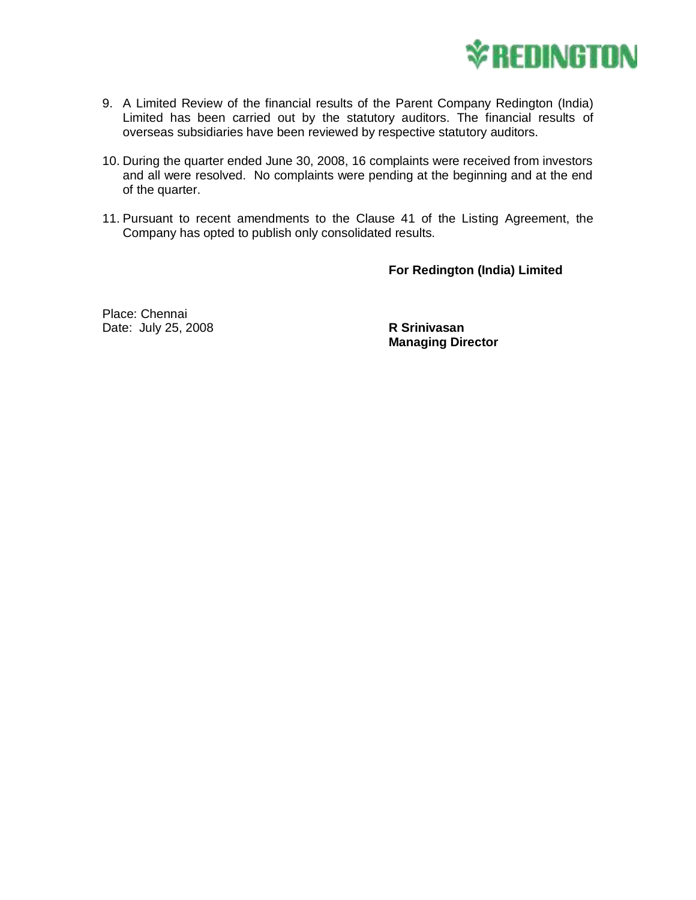9. A Limited Review of the financial results of the Parent Company Redington (India) Limited has been carried out by the statutory auditors. The financial results of overseas subsidiaries have been reviewed by respective statutory auditors.

10. During the quarter ended June 30, 2008, 16 complaints were received from investors and all were resolved. No complaints were pending at the beginning and at the end of the quarter.

11. Pursuant to recent amendments to the Clause 41 of the Listing Agreement, the Company has opted to publish only consolidated results.

**For Redington (India) Limited**

Place: Chennai
Date: July 25, 2008

**R Srinivasan**
**Managing Director**